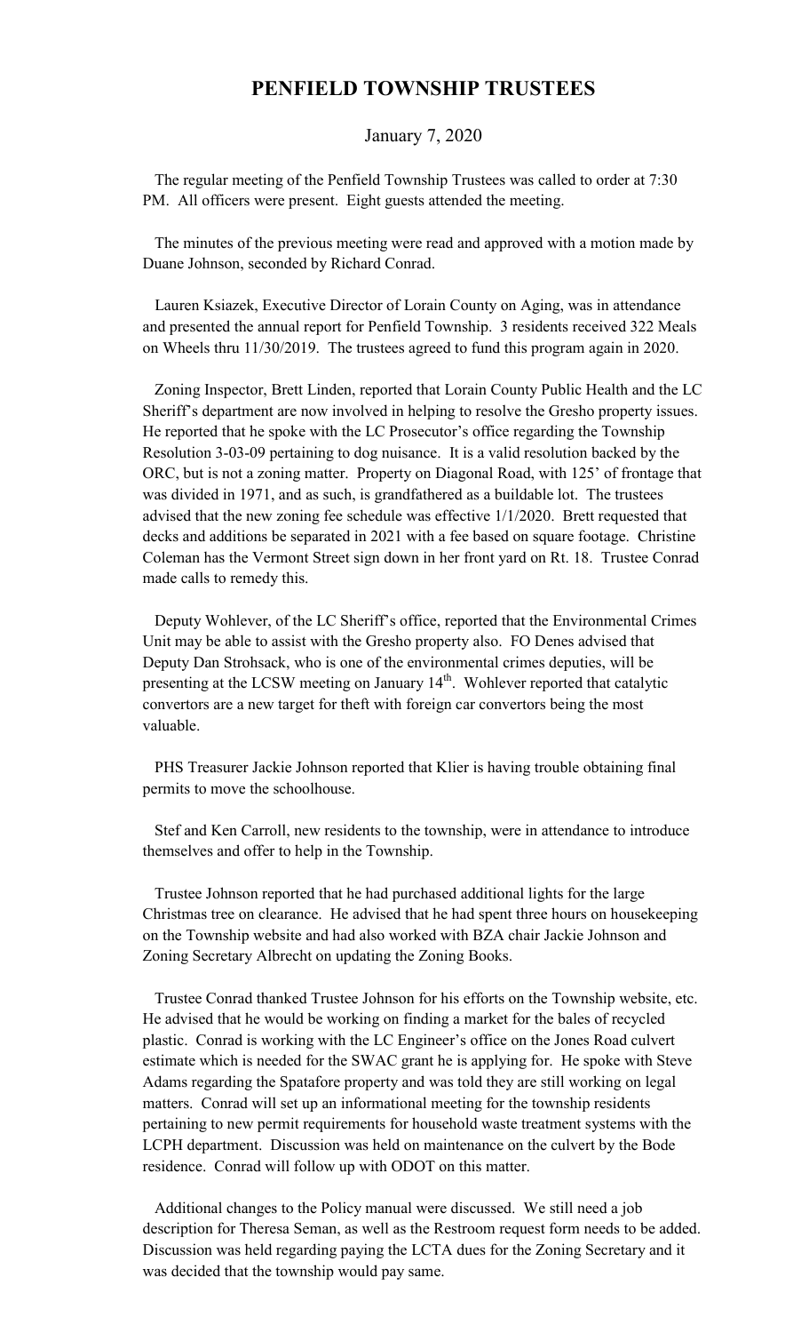# PENFIELD TOWNSHIP TRUSTEES

January 7, 2020

The regular meeting of the Penfield Township Trustees was called to order at 7:30 PM. All officers were present. Eight guests attended the meeting.

The minutes of the previous meeting were read and approved with a motion made by Duane Johnson, seconded by Richard Conrad.

Lauren Ksiazek, Executive Director of Lorain County on Aging, was in attendance and presented the annual report for Penfield Township. 3 residents received 322 Meals on Wheels thru 11/30/2019. The trustees agreed to fund this program again in 2020.

Zoning Inspector, Brett Linden, reported that Lorain County Public Health and the LC Sheriff's department are now involved in helping to resolve the Gresho property issues. He reported that he spoke with the LC Prosecutor's office regarding the Township Resolution 3-03-09 pertaining to dog nuisance. It is a valid resolution backed by the ORC, but is not a zoning matter. Property on Diagonal Road, with 125' of frontage that was divided in 1971, and as such, is grandfathered as a buildable lot. The trustees advised that the new zoning fee schedule was effective 1/1/2020. Brett requested that decks and additions be separated in 2021 with a fee based on square footage. Christine Coleman has the Vermont Street sign down in her front yard on Rt. 18. Trustee Conrad made calls to remedy this.

Deputy Wohlever, of the LC Sheriff's office, reported that the Environmental Crimes Unit may be able to assist with the Gresho property also. FO Denes advised that Deputy Dan Strohsack, who is one of the environmental crimes deputies, will be presenting at the LCSW meeting on January 14th. Wohlever reported that catalytic convertors are a new target for theft with foreign car convertors being the most valuable.

PHS Treasurer Jackie Johnson reported that Klier is having trouble obtaining final permits to move the schoolhouse.

Stef and Ken Carroll, new residents to the township, were in attendance to introduce themselves and offer to help in the Township.

Trustee Johnson reported that he had purchased additional lights for the large Christmas tree on clearance. He advised that he had spent three hours on housekeeping on the Township website and had also worked with BZA chair Jackie Johnson and Zoning Secretary Albrecht on updating the Zoning Books.

Trustee Conrad thanked Trustee Johnson for his efforts on the Township website, etc. He advised that he would be working on finding a market for the bales of recycled plastic. Conrad is working with the LC Engineer's office on the Jones Road culvert estimate which is needed for the SWAC grant he is applying for. He spoke with Steve Adams regarding the Spatafore property and was told they are still working on legal matters. Conrad will set up an informational meeting for the township residents pertaining to new permit requirements for household waste treatment systems with the LCPH department. Discussion was held on maintenance on the culvert by the Bode residence. Conrad will follow up with ODOT on this matter.

Additional changes to the Policy manual were discussed. We still need a job description for Theresa Seman, as well as the Restroom request form needs to be added. Discussion was held regarding paying the LCTA dues for the Zoning Secretary and it was decided that the township would pay same.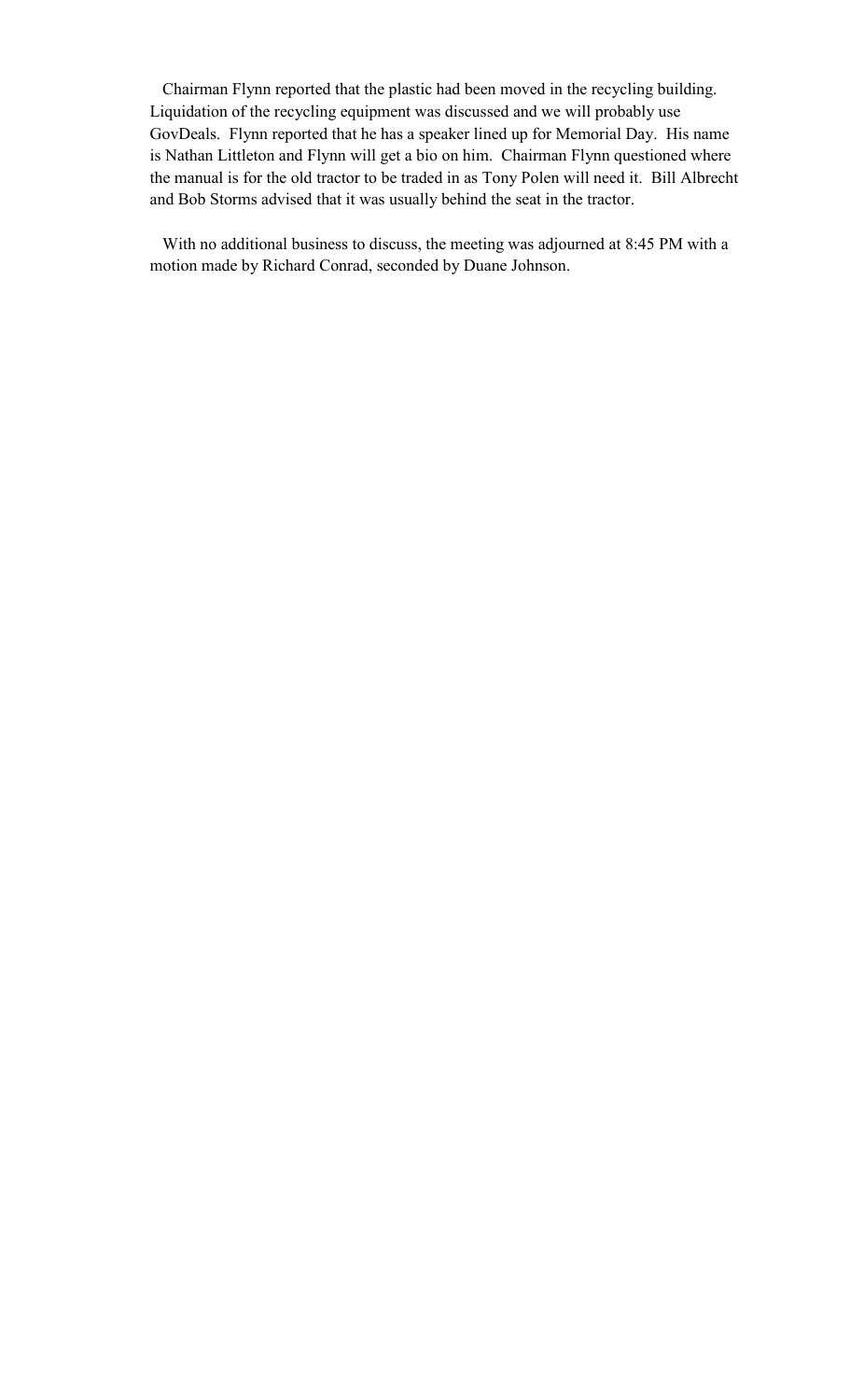Chairman Flynn reported that the plastic had been moved in the recycling building. Liquidation of the recycling equipment was discussed and we will probably use GovDeals. Flynn reported that he has a speaker lined up for Memorial Day. His name is Nathan Littleton and Flynn will get a bio on him. Chairman Flynn questioned where the manual is for the old tractor to be traded in as Tony Polen will need it. Bill Albrecht and Bob Storms advised that it was usually behind the seat in the tractor.

With no additional business to discuss, the meeting was adjourned at 8:45 PM with a motion made by Richard Conrad, seconded by Duane Johnson.